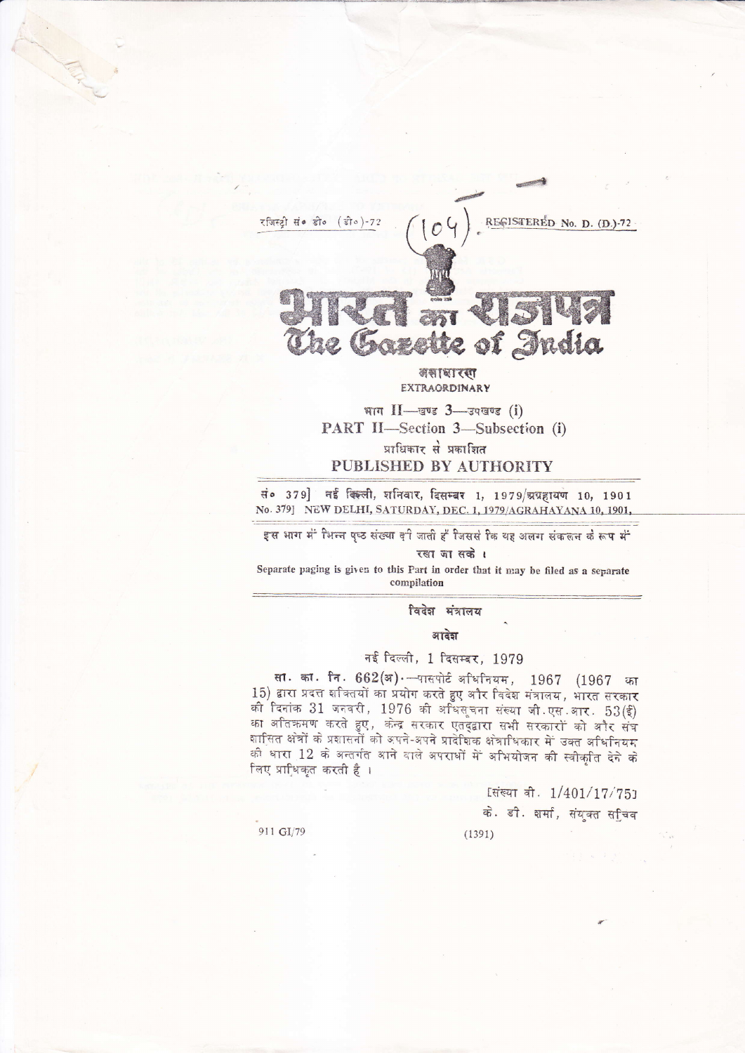रजिस्ट्री सं० डी० (डी०)-72 (104) REGISTERED No. D. (D.)-72

# भारत का राजपत्र
# The Gazette of India

असाधारण
**EXTRAORDINARY**

भाग II—खण्ड 3—उपखण्ड (i)
**PART II—Section 3—Subsection (i)**

प्राधिकार से प्रकाशित
**PUBLISHED BY AUTHORITY**

सं० 379] नई दिल्ली, शनिवार, दिसम्बर 1, 1979/अग्रहायण 10, 1901
No. 379] NEW DELHI, SATURDAY, DEC. 1, 1979/AGRAHAYANA 10, 1901

इस भाग में भिन्न पृष्ठ संख्या दी जाती है जिससे कि यह अलग संकलन के रूप में रखा जा सके।

Separate paging is given to this Part in order that it may be filed as a separate compilation

## विदेश मंत्रालय

### आदेश

नई दिल्ली, 1 दिसम्बर, 1979

सा. का. नि. 662(अ).—पासपोर्ट अधिनियम, 1967 (1967 का 15) द्वारा प्रदत्त शक्तियों का प्रयोग करते हुए और विदेश मंत्रालय, भारत सरकार की दिनांक 31 जनवरी, 1976 की अधिसूचना संख्या जी.एस.आर. 53(ई) का अतिक्रमण करते हुए, केन्द्र सरकार एतद्द्वारा सभी सरकारों को और संघ शासित क्षेत्रों के प्रशासनों को अपने-अपने प्रादेशिक क्षेत्राधिकार में उक्त अधिनियम की धारा 12 के अन्तर्गत आने वाले अपराधों में अभियोजन की स्वीकृति देने के लिए प्राधिकृत करती है।

[संख्या वी. 1/401/17/75]

के. डी. शर्मा, संयुक्त सचिव

911 GI/79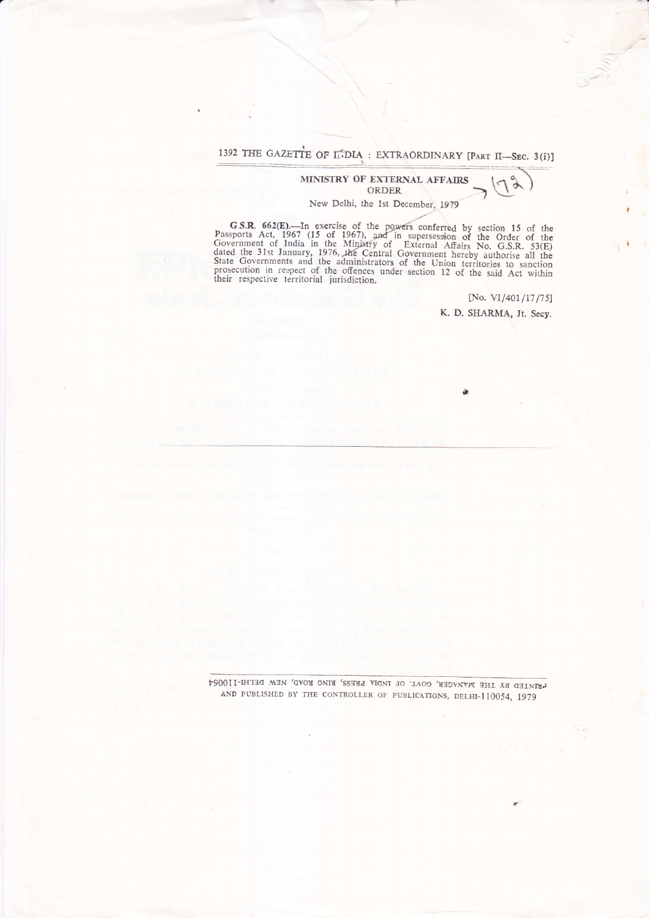**MINISTRY OF EXTERNAL AFFAIRS**

**ORDER**

New Delhi, the 1st December, 1979

**G.S.R. 662(E).**—In exercise of the powers conferred by section 15 of the Passports Act, 1967 (15 of 1967), and in supersession of the Order of the Government of India in the Ministry of External Affairs No. G.S.R. 53(E) dated the 31st January, 1976, the Central Government hereby authorise all the State Governments and the administrators of the Union territories to sanction prosecution in respect of the offences under section 12 of the said Act within their respective territorial jurisdiction.

[No. VI/401/17/75]

K. D. SHARMA, Jt. Secy.

PRINTED BY THE MANAGER, GOVT. OF INDIA PRESS, RING ROAD, NEW DELHI-110064 AND PUBLISHED BY THE CONTROLLER OF PUBLICATIONS, DELHI-110054, 1979